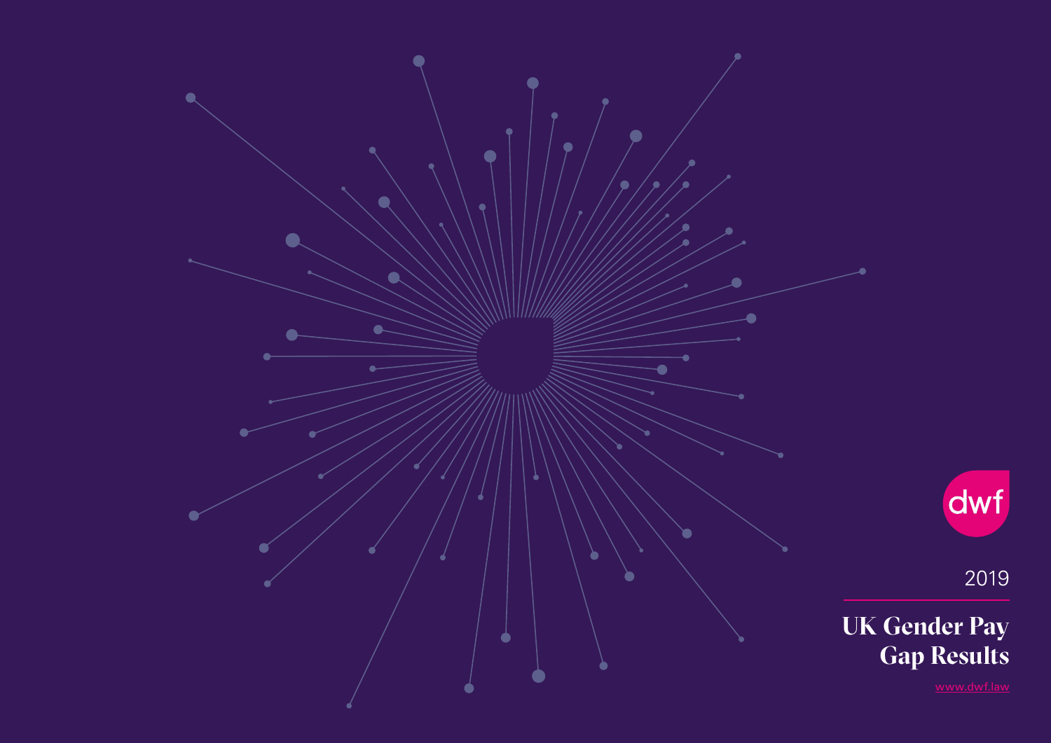dwf

2019

# UK Gender Pay Gap Results

www.dwf.law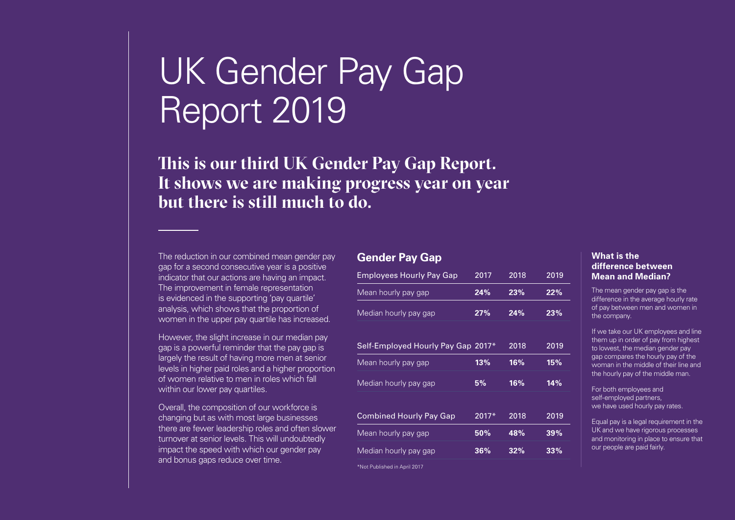# UK Gender Pay Gap Report 2019

**This is our third UK Gender Pay Gap Report. It shows we are making progress year on year but there is still much to do.**

The reduction in our combined mean gender pay gap for a second consecutive year is a positive indicator that our actions are having an impact. The improvement in female representation is evidenced in the supporting 'pay quartile' analysis, which shows that the proportion of women in the upper pay quartile has increased.

However, the slight increase in our median pay gap is a powerful reminder that the pay gap is largely the result of having more men at senior levels in higher paid roles and a higher proportion of women relative to men in roles which fall within our lower pay quartiles.

Overall, the composition of our workforce is changing but as with most large businesses there are fewer leadership roles and often slower turnover at senior levels. This will undoubtedly impact the speed with which our gender pay and bonus gaps reduce over time.

## Gender Pay Gap

| Employees Hourly Pay Gap | 2017 | 2018 | 2019 |
|---|---|---|---|
| Mean hourly pay gap | **24%** | **23%** | **22%** |
| Median hourly pay gap | **27%** | **24%** | **23%** |

| Self-Employed Hourly Pay Gap | 2017* | 2018 | 2019 |
|---|---|---|---|
| Mean hourly pay gap | **13%** | **16%** | **15%** |
| Median hourly pay gap | **5%** | **16%** | **14%** |

| Combined Hourly Pay Gap | 2017* | 2018 | 2019 |
|---|---|---|---|
| Mean hourly pay gap | **50%** | **48%** | **39%** |
| Median hourly pay gap | **36%** | **32%** | **33%** |

*Not Published in April 2017

### What is the difference between Mean and Median?

The mean gender pay gap is the difference in the average hourly rate of pay between men and women in the company.

If we take our UK employees and line them up in order of pay from highest to lowest, the median gender pay gap compares the hourly pay of the woman in the middle of their line and the hourly pay of the middle man.

For both employees and self-employed partners, we have used hourly pay rates.

Equal pay is a legal requirement in the UK and we have rigorous processes and monitoring in place to ensure that our people are paid fairly.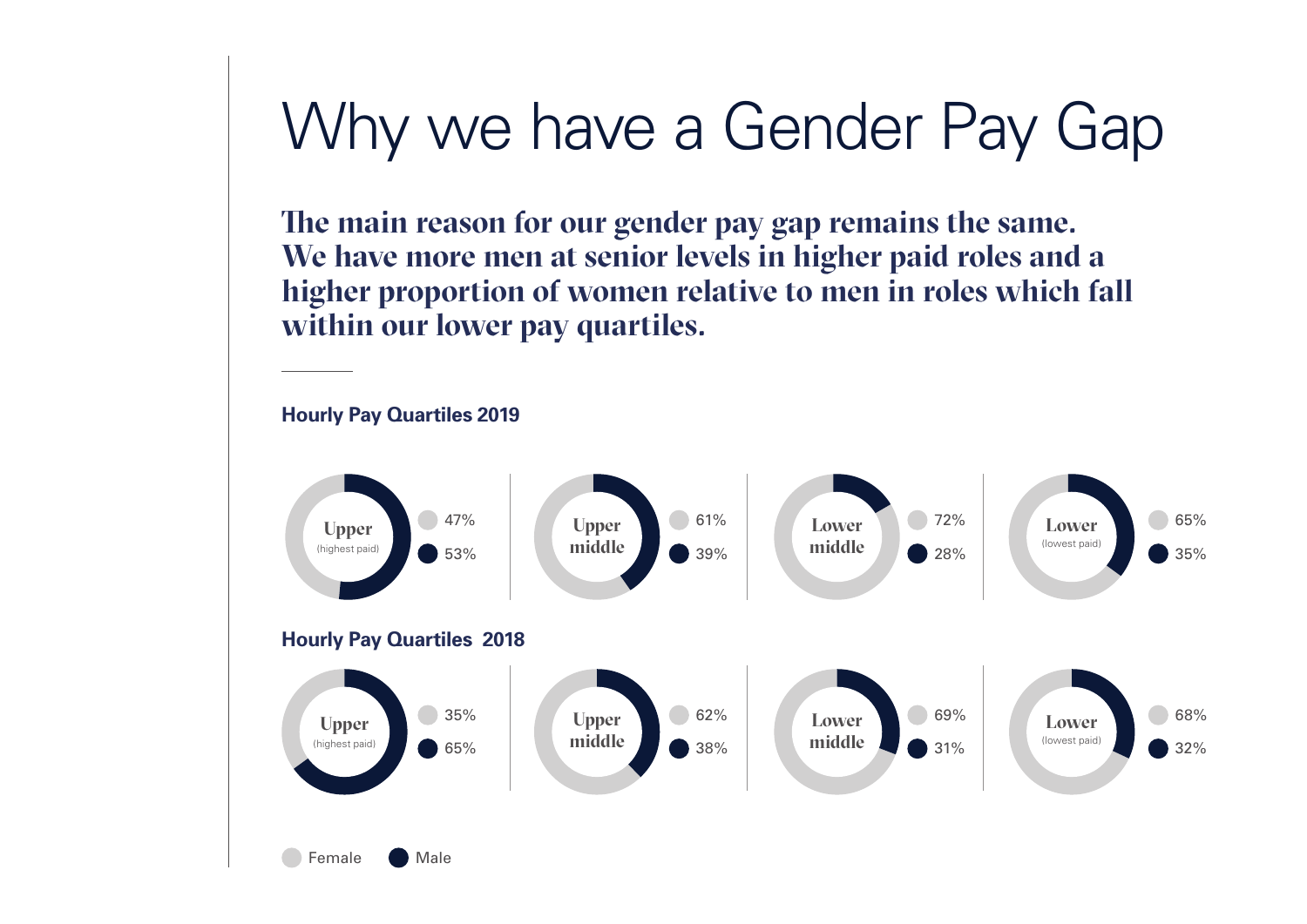# Why we have a Gender Pay Gap

**The main reason for our gender pay gap remains the same. We have more men at senior levels in higher paid roles and a higher proportion of women relative to men in roles which fall within our lower pay quartiles.**

**Hourly Pay Quartiles 2019**

Upper (highest paid)
47%
53%

Upper middle
61%
39%

Lower middle
72%
28%

Lower (lowest paid)
65%
35%

**Hourly Pay Quartiles 2018**

Upper (highest paid)
35%
65%

Upper middle
62%
38%

Lower middle
69%
31%

Lower (lowest paid)
68%
32%

Female
Male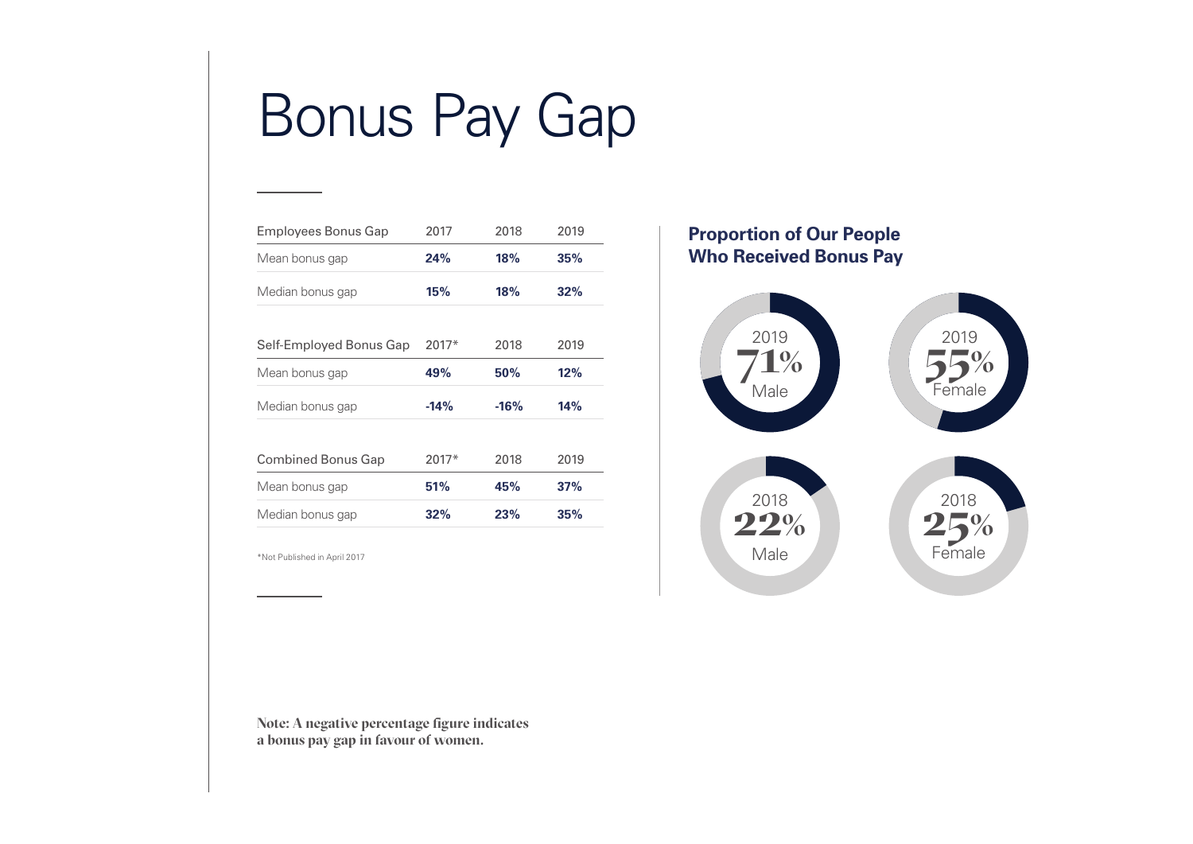# Bonus Pay Gap

| Employees Bonus Gap | 2017 | 2018 | 2019 |
|---|---|---|---|
| Mean bonus gap | **24%** | **18%** | **35%** |
| Median bonus gap | **15%** | **18%** | **32%** |

| Self-Employed Bonus Gap | 2017* | 2018 | 2019 |
|---|---|---|---|
| Mean bonus gap | **49%** | **50%** | **12%** |
| Median bonus gap | **-14%** | **-16%** | **14%** |

| Combined Bonus Gap | 2017* | 2018 | 2019 |
|---|---|---|---|
| Mean bonus gap | **51%** | **45%** | **37%** |
| Median bonus gap | **32%** | **23%** | **35%** |

*Not Published in April 2017

## Proportion of Our People Who Received Bonus Pay

2019
71%
Male

2019
55%
Female

2018
22%
Male

2018
25%
Female

**Note: A negative percentage figure indicates a bonus pay gap in favour of women.**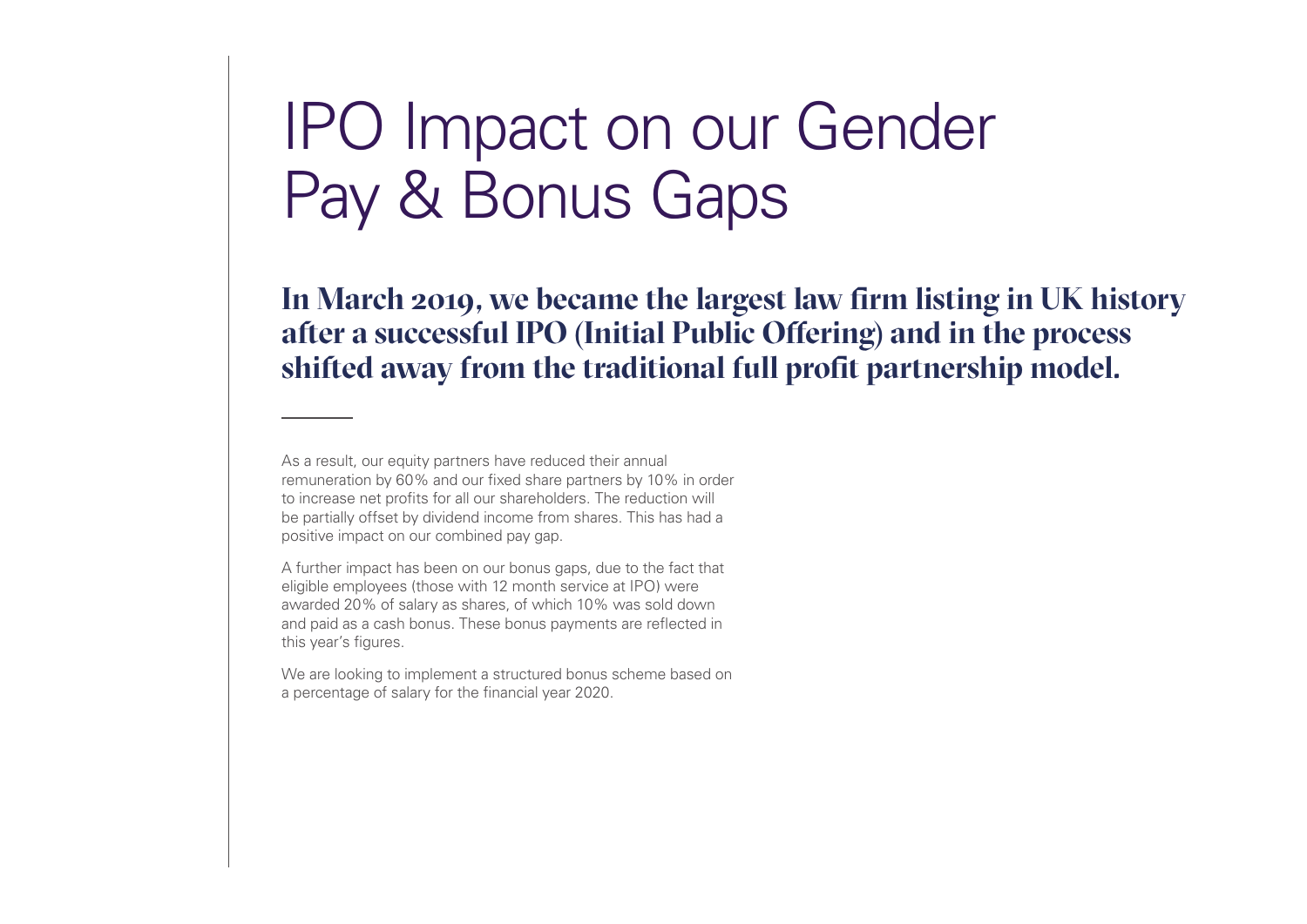# IPO Impact on our Gender Pay & Bonus Gaps

**In March 2019, we became the largest law firm listing in UK history after a successful IPO (Initial Public Offering) and in the process shifted away from the traditional full profit partnership model.**

As a result, our equity partners have reduced their annual remuneration by 60% and our fixed share partners by 10% in order to increase net profits for all our shareholders. The reduction will be partially offset by dividend income from shares. This has had a positive impact on our combined pay gap.

A further impact has been on our bonus gaps, due to the fact that eligible employees (those with 12 month service at IPO) were awarded 20% of salary as shares, of which 10% was sold down and paid as a cash bonus. These bonus payments are reflected in this year's figures.

We are looking to implement a structured bonus scheme based on a percentage of salary for the financial year 2020.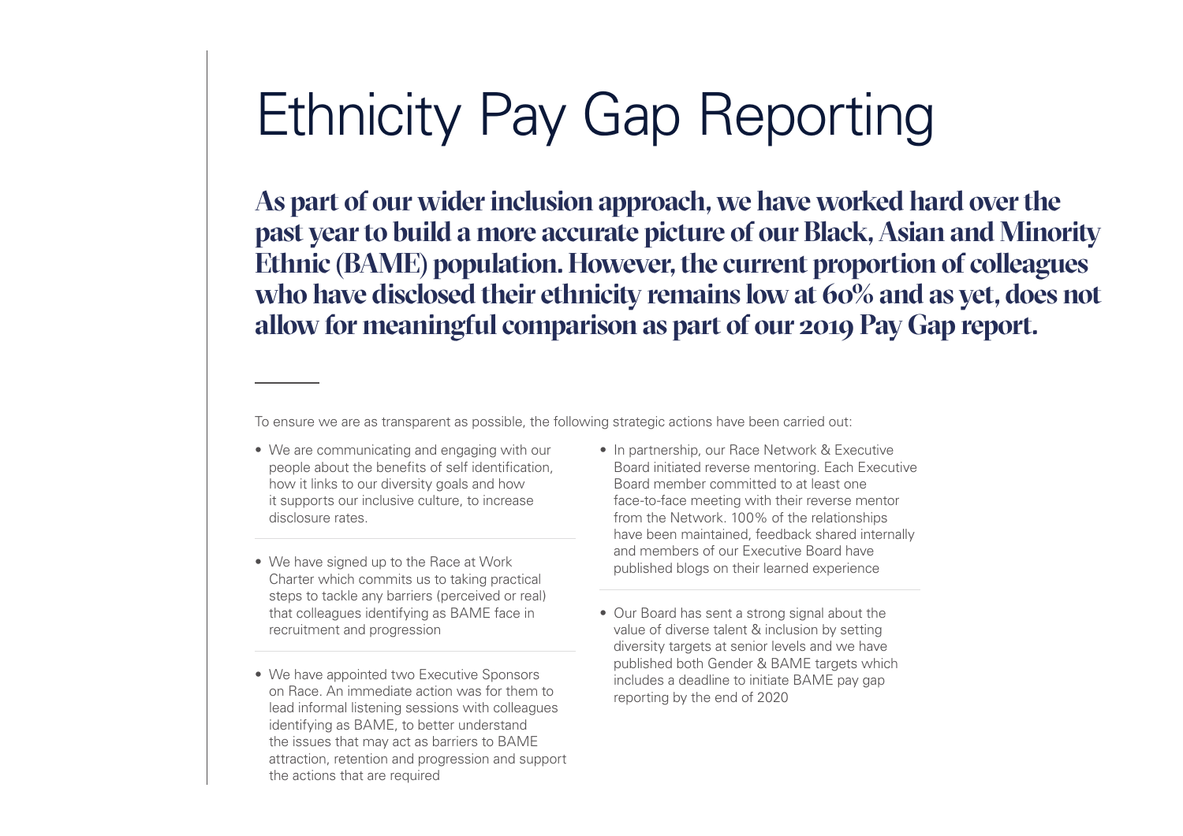# Ethnicity Pay Gap Reporting

**As part of our wider inclusion approach, we have worked hard over the past year to build a more accurate picture of our Black, Asian and Minority Ethnic (BAME) population. However, the current proportion of colleagues who have disclosed their ethnicity remains low at 60% and as yet, does not allow for meaningful comparison as part of our 2019 Pay Gap report.**

To ensure we are as transparent as possible, the following strategic actions have been carried out:

- We are communicating and engaging with our people about the benefits of self identification, how it links to our diversity goals and how it supports our inclusive culture, to increase disclosure rates.

- We have signed up to the Race at Work Charter which commits us to taking practical steps to tackle any barriers (perceived or real) that colleagues identifying as BAME face in recruitment and progression

- We have appointed two Executive Sponsors on Race. An immediate action was for them to lead informal listening sessions with colleagues identifying as BAME, to better understand the issues that may act as barriers to BAME attraction, retention and progression and support the actions that are required

- In partnership, our Race Network & Executive Board initiated reverse mentoring. Each Executive Board member committed to at least one face-to-face meeting with their reverse mentor from the Network. 100% of the relationships have been maintained, feedback shared internally and members of our Executive Board have published blogs on their learned experience

- Our Board has sent a strong signal about the value of diverse talent & inclusion by setting diversity targets at senior levels and we have published both Gender & BAME targets which includes a deadline to initiate BAME pay gap reporting by the end of 2020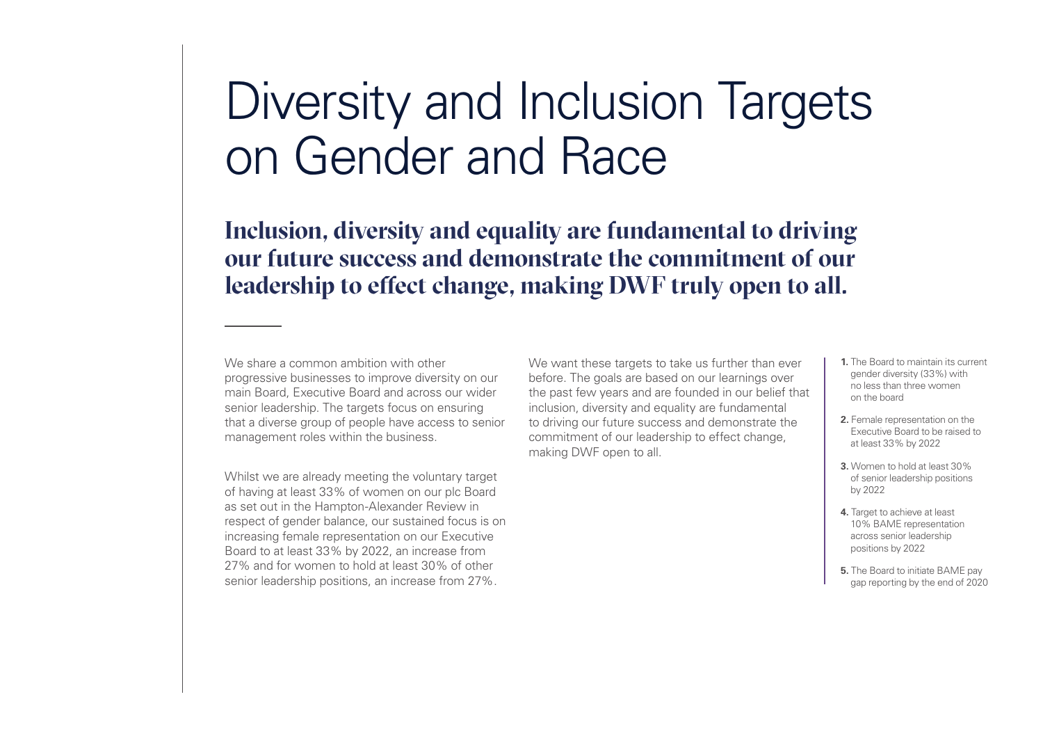# Diversity and Inclusion Targets on Gender and Race

**Inclusion, diversity and equality are fundamental to driving our future success and demonstrate the commitment of our leadership to effect change, making DWF truly open to all.**

We share a common ambition with other progressive businesses to improve diversity on our main Board, Executive Board and across our wider senior leadership. The targets focus on ensuring that a diverse group of people have access to senior management roles within the business.

Whilst we are already meeting the voluntary target of having at least 33% of women on our plc Board as set out in the Hampton-Alexander Review in respect of gender balance, our sustained focus is on increasing female representation on our Executive Board to at least 33% by 2022, an increase from 27% and for women to hold at least 30% of other senior leadership positions, an increase from 27%.

We want these targets to take us further than ever before. The goals are based on our learnings over the past few years and are founded in our belief that inclusion, diversity and equality are fundamental to driving our future success and demonstrate the commitment of our leadership to effect change, making DWF open to all.

1. The Board to maintain its current gender diversity (33%) with no less than three women on the board
2. Female representation on the Executive Board to be raised to at least 33% by 2022
3. Women to hold at least 30% of senior leadership positions by 2022
4. Target to achieve at least 10% BAME representation across senior leadership positions by 2022
5. The Board to initiate BAME pay gap reporting by the end of 2020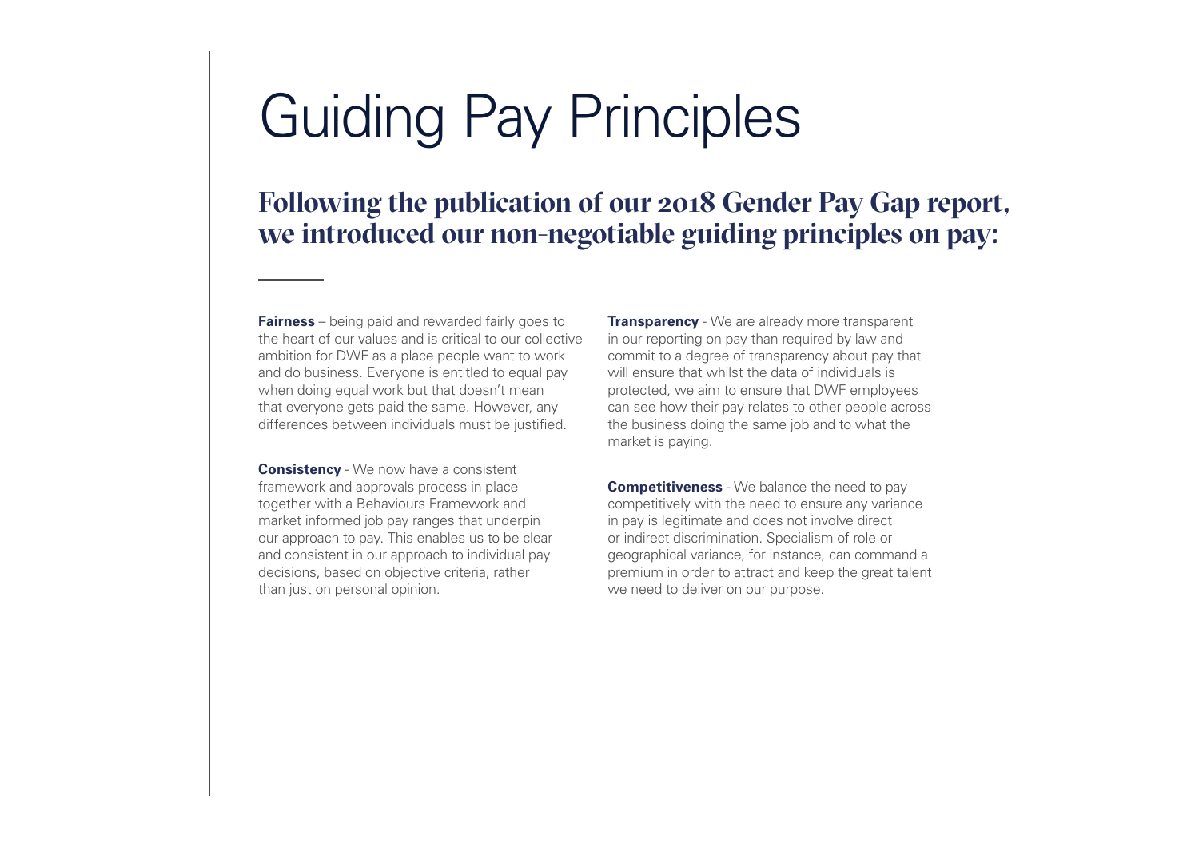# Guiding Pay Principles

## Following the publication of our 2018 Gender Pay Gap report, we introduced our non-negotiable guiding principles on pay:

**Fairness** – being paid and rewarded fairly goes to the heart of our values and is critical to our collective ambition for DWF as a place people want to work and do business. Everyone is entitled to equal pay when doing equal work but that doesn't mean that everyone gets paid the same. However, any differences between individuals must be justified.

**Consistency** - We now have a consistent framework and approvals process in place together with a Behaviours Framework and market informed job pay ranges that underpin our approach to pay. This enables us to be clear and consistent in our approach to individual pay decisions, based on objective criteria, rather than just on personal opinion.

**Transparency** - We are already more transparent in our reporting on pay than required by law and commit to a degree of transparency about pay that will ensure that whilst the data of individuals is protected, we aim to ensure that DWF employees can see how their pay relates to other people across the business doing the same job and to what the market is paying.

**Competitiveness** - We balance the need to pay competitively with the need to ensure any variance in pay is legitimate and does not involve direct or indirect discrimination. Specialism of role or geographical variance, for instance, can command a premium in order to attract and keep the great talent we need to deliver on our purpose.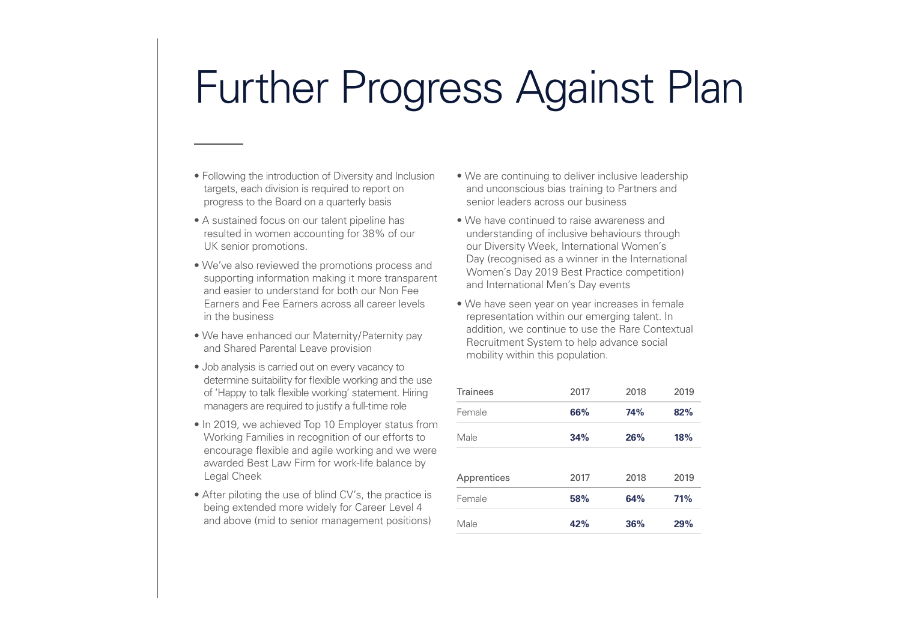# Further Progress Against Plan

- Following the introduction of Diversity and Inclusion targets, each division is required to report on progress to the Board on a quarterly basis
- A sustained focus on our talent pipeline has resulted in women accounting for 38% of our UK senior promotions.
- We've also reviewed the promotions process and supporting information making it more transparent and easier to understand for both our Non Fee Earners and Fee Earners across all career levels in the business
- We have enhanced our Maternity/Paternity pay and Shared Parental Leave provision
- Job analysis is carried out on every vacancy to determine suitability for flexible working and the use of 'Happy to talk flexible working' statement. Hiring managers are required to justify a full-time role
- In 2019, we achieved Top 10 Employer status from Working Families in recognition of our efforts to encourage flexible and agile working and we were awarded Best Law Firm for work-life balance by Legal Cheek
- After piloting the use of blind CV's, the practice is being extended more widely for Career Level 4 and above (mid to senior management positions)
- We are continuing to deliver inclusive leadership and unconscious bias training to Partners and senior leaders across our business
- We have continued to raise awareness and understanding of inclusive behaviours through our Diversity Week, International Women's Day (recognised as a winner in the International Women's Day 2019 Best Practice competition) and International Men's Day events
- We have seen year on year increases in female representation within our emerging talent. In addition, we continue to use the Rare Contextual Recruitment System to help advance social mobility within this population.

| Trainees | 2017 | 2018 | 2019 |
|---|---|---|---|
| Female | **66%** | **74%** | **82%** |
| Male | **34%** | **26%** | **18%** |

| Apprentices | 2017 | 2018 | 2019 |
|---|---|---|---|
| Female | **58%** | **64%** | **71%** |
| Male | **42%** | **36%** | **29%** |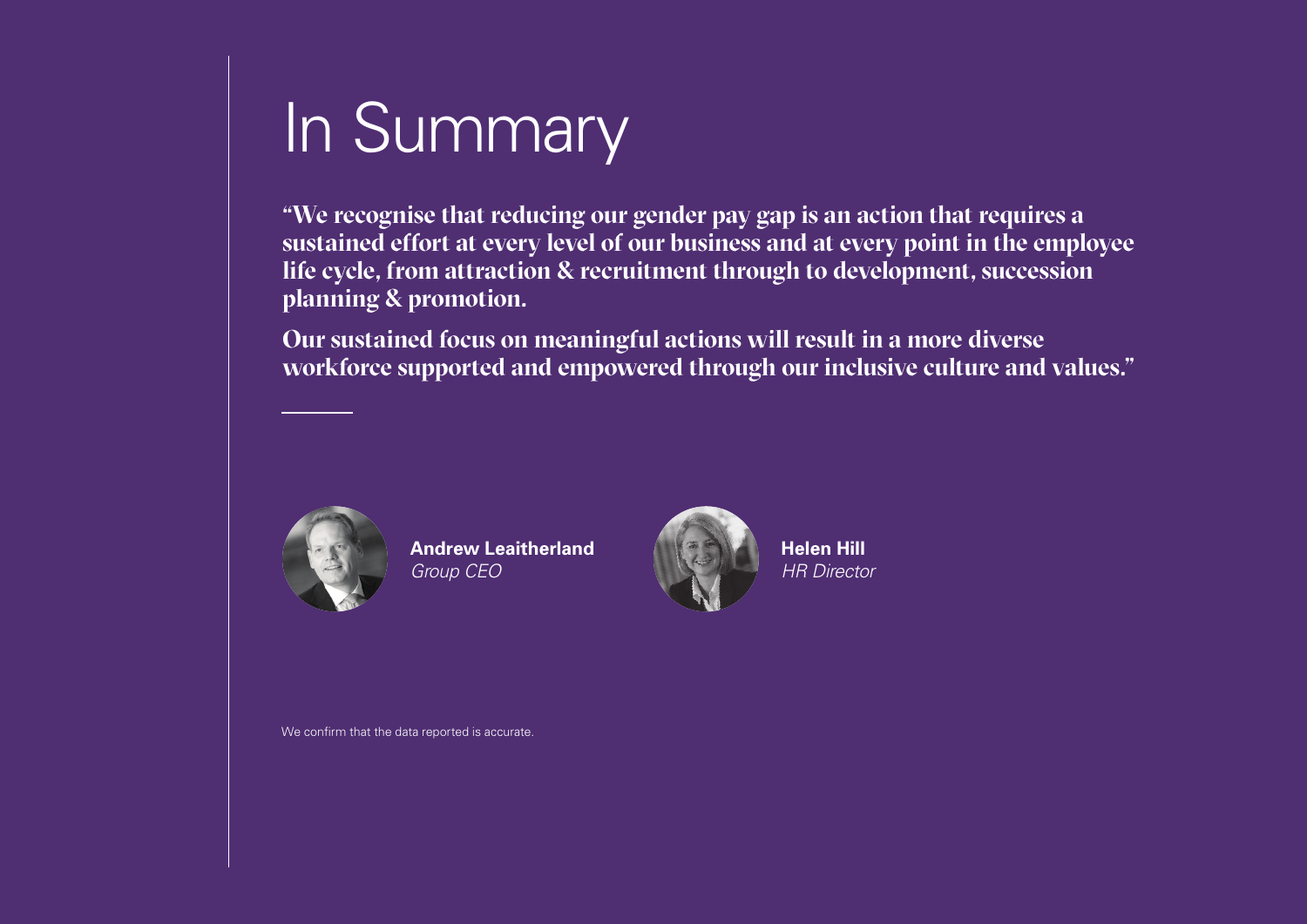# In Summary

**"We recognise that reducing our gender pay gap is an action that requires a sustained effort at every level of our business and at every point in the employee life cycle, from attraction & recruitment through to development, succession planning & promotion.**

**Our sustained focus on meaningful actions will result in a more diverse workforce supported and empowered through our inclusive culture and values."**

**Andrew Leaitherland**
*Group CEO*

**Helen Hill**
*HR Director*

We confirm that the data reported is accurate.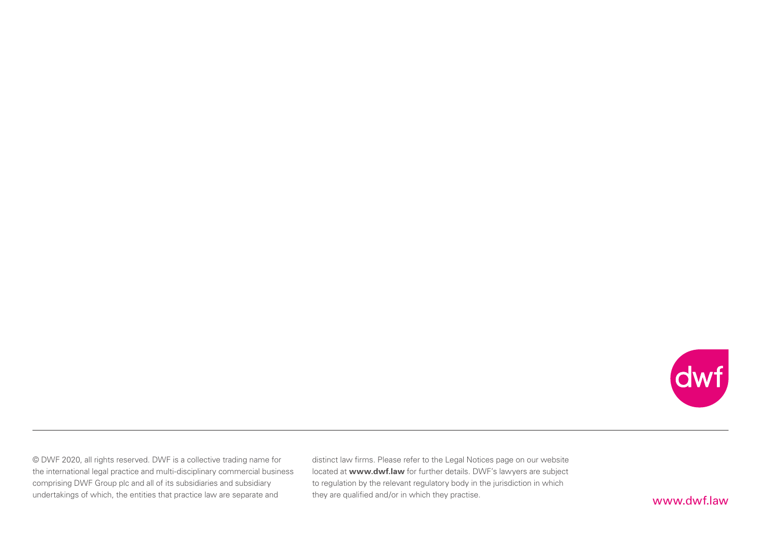dwf

© DWF 2020, all rights reserved. DWF is a collective trading name for the international legal practice and multi-disciplinary commercial business comprising DWF Group plc and all of its subsidiaries and subsidiary undertakings of which, the entities that practice law are separate and distinct law firms. Please refer to the Legal Notices page on our website located at **www.dwf.law** for further details. DWF's lawyers are subject to regulation by the relevant regulatory body in the jurisdiction in which they are qualified and/or in which they practise.

www.dwf.law